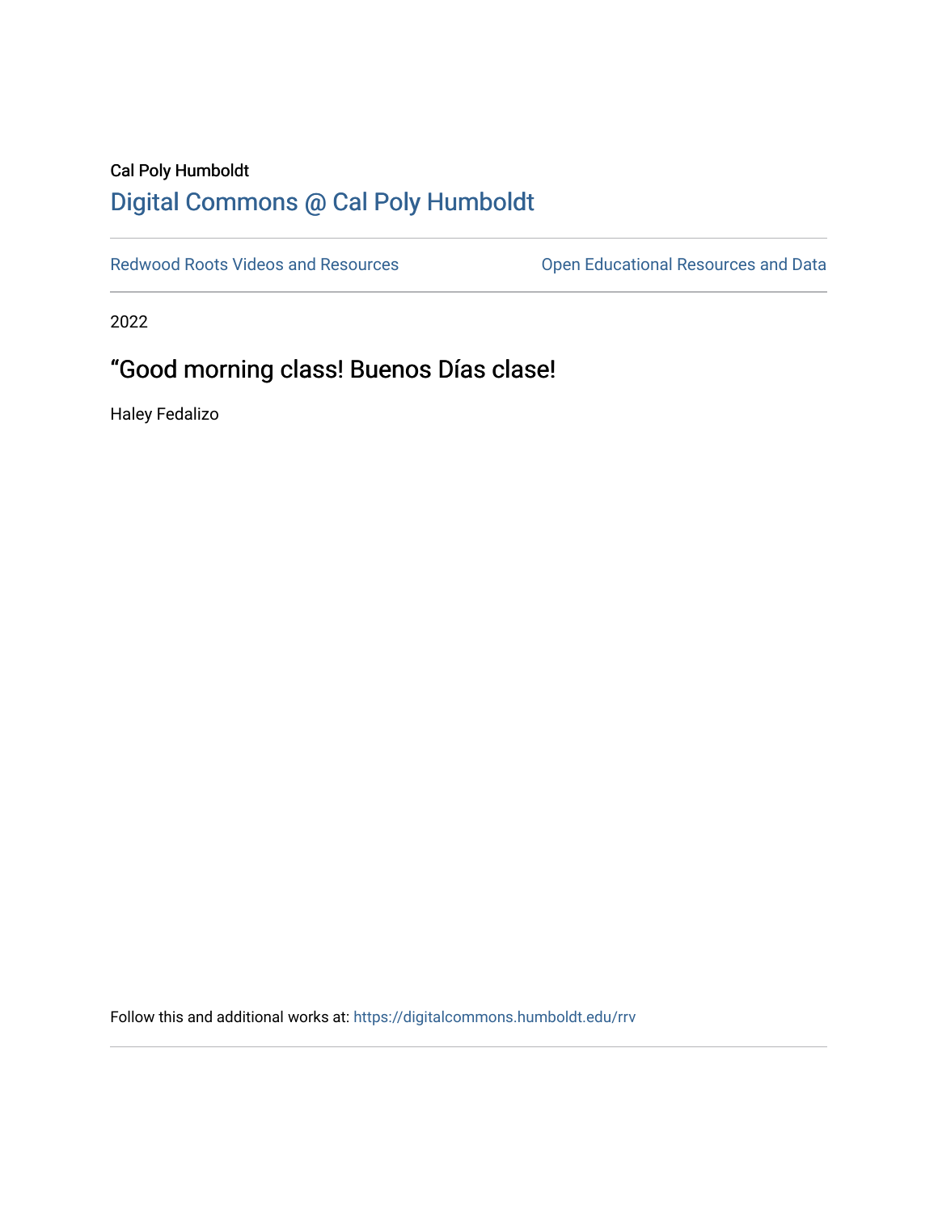Cal Poly Humboldt

## Digital Commons @ Cal Poly Humboldt

---

Redwood Roots Videos and Resources | Open Educational Resources and Data

---

2022

# “Good morning class! Buenos Días clase!

Haley Fedalizo

Follow this and additional works at: https://digitalcommons.humboldt.edu/rrv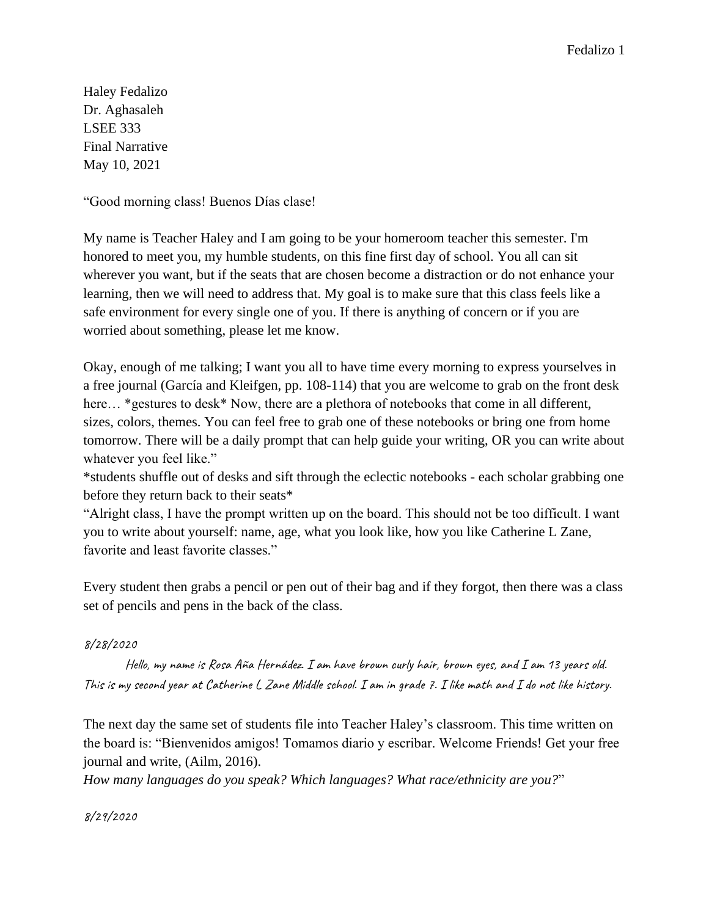Haley Fedalizo
Dr. Aghasaleh
LSEE 333
Final Narrative
May 10, 2021

"Good morning class! Buenos Días clase!

My name is Teacher Haley and I am going to be your homeroom teacher this semester. I'm honored to meet you, my humble students, on this fine first day of school. You all can sit wherever you want, but if the seats that are chosen become a distraction or do not enhance your learning, then we will need to address that. My goal is to make sure that this class feels like a safe environment for every single one of you. If there is anything of concern or if you are worried about something, please let me know.

Okay, enough of me talking; I want you all to have time every morning to express yourselves in a free journal (García and Kleifgen, pp. 108-114) that you are welcome to grab on the front desk here… *gestures to desk* Now, there are a plethora of notebooks that come in all different, sizes, colors, themes. You can feel free to grab one of these notebooks or bring one from home tomorrow. There will be a daily prompt that can help guide your writing, OR you can write about whatever you feel like."

*students shuffle out of desks and sift through the eclectic notebooks - each scholar grabbing one before they return back to their seats*

"Alright class, I have the prompt written up on the board. This should not be too difficult. I want you to write about yourself: name, age, what you look like, how you like Catherine L Zane, favorite and least favorite classes."

Every student then grabs a pencil or pen out of their bag and if they forgot, then there was a class set of pencils and pens in the back of the class.

*8/28/2020*

*Hello, my name is Rosa Aña Hernádez. I am have brown curly hair, brown eyes, and I am 13 years old. This is my second year at Catherine L Zane Middle school. I am in grade 7. I like math and I do not like history.*

The next day the same set of students file into Teacher Haley's classroom. This time written on the board is: "Bienvenidos amigos! Tomamos diario y escribar. Welcome Friends! Get your free journal and write, (Ailm, 2016).

*How many languages do you speak? Which languages? What race/ethnicity are you?*"

*8/29/2020*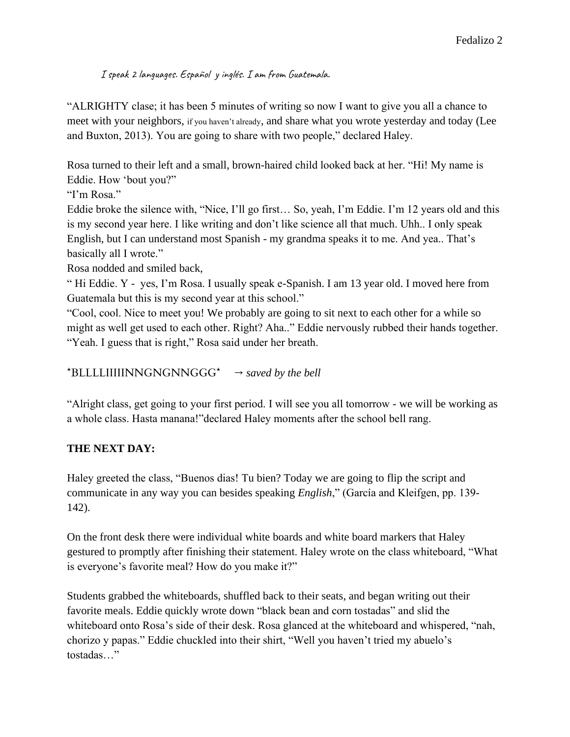*I speak 2 languages. Español y inglés. I am from Guatemala.*

"ALRIGHTY clase; it has been 5 minutes of writing so now I want to give you all a chance to meet with your neighbors, if you haven't already, and share what you wrote yesterday and today (Lee and Buxton, 2013). You are going to share with two people," declared Haley.

Rosa turned to their left and a small, brown-haired child looked back at her. "Hi! My name is Eddie. How 'bout you?"

"I'm Rosa."

Eddie broke the silence with, "Nice, I'll go first… So, yeah, I'm Eddie. I'm 12 years old and this is my second year here. I like writing and don't like science all that much. Uhh.. I only speak English, but I can understand most Spanish - my grandma speaks it to me. And yea.. That's basically all I wrote."

Rosa nodded and smiled back,

" Hi Eddie. Y - yes, I'm Rosa. I usually speak e-Spanish. I am 13 year old. I moved here from Guatemala but this is my second year at this school."

"Cool, cool. Nice to meet you! We probably are going to sit next to each other for a while so might as well get used to each other. Right? Aha.." Eddie nervously rubbed their hands together.

"Yeah. I guess that is right," Rosa said under her breath.

*BLLLLIIIIINNGNGNNGGG* → *saved by the bell*

"Alright class, get going to your first period. I will see you all tomorrow - we will be working as a whole class. Hasta manana!"declared Haley moments after the school bell rang.

**THE NEXT DAY:**

Haley greeted the class, "Buenos dias! Tu bien? Today we are going to flip the script and communicate in any way you can besides speaking *English*," (García and Kleifgen, pp. 139-142).

On the front desk there were individual white boards and white board markers that Haley gestured to promptly after finishing their statement. Haley wrote on the class whiteboard, "What is everyone's favorite meal? How do you make it?"

Students grabbed the whiteboards, shuffled back to their seats, and began writing out their favorite meals. Eddie quickly wrote down "black bean and corn tostadas" and slid the whiteboard onto Rosa's side of their desk. Rosa glanced at the whiteboard and whispered, "nah, chorizo y papas." Eddie chuckled into their shirt, "Well you haven't tried my abuelo's tostadas…"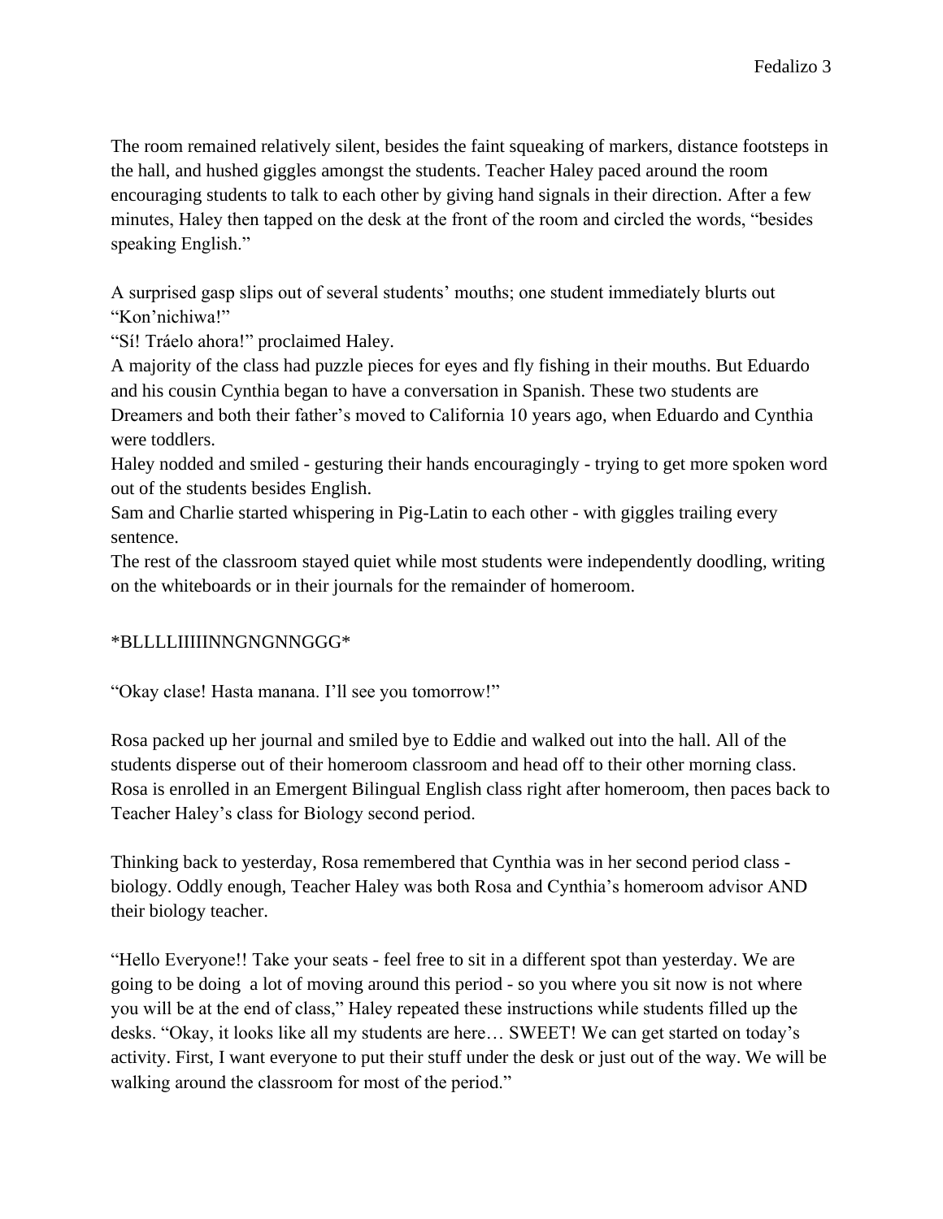The room remained relatively silent, besides the faint squeaking of markers, distance footsteps in the hall, and hushed giggles amongst the students. Teacher Haley paced around the room encouraging students to talk to each other by giving hand signals in their direction. After a few minutes, Haley then tapped on the desk at the front of the room and circled the words, "besides speaking English."

A surprised gasp slips out of several students' mouths; one student immediately blurts out "Kon'nichiwa!"
"Sí! Tráelo ahora!" proclaimed Haley.
A majority of the class had puzzle pieces for eyes and fly fishing in their mouths. But Eduardo and his cousin Cynthia began to have a conversation in Spanish. These two students are Dreamers and both their father's moved to California 10 years ago, when Eduardo and Cynthia were toddlers.
Haley nodded and smiled - gesturing their hands encouragingly - trying to get more spoken word out of the students besides English.
Sam and Charlie started whispering in Pig-Latin to each other - with giggles trailing every sentence.
The rest of the classroom stayed quiet while most students were independently doodling, writing on the whiteboards or in their journals for the remainder of homeroom.

*BLLLLIIIIINNGNGNNGGG*

"Okay clase! Hasta manana. I'll see you tomorrow!"

Rosa packed up her journal and smiled bye to Eddie and walked out into the hall. All of the students disperse out of their homeroom classroom and head off to their other morning class. Rosa is enrolled in an Emergent Bilingual English class right after homeroom, then paces back to Teacher Haley's class for Biology second period.

Thinking back to yesterday, Rosa remembered that Cynthia was in her second period class - biology. Oddly enough, Teacher Haley was both Rosa and Cynthia's homeroom advisor AND their biology teacher.

"Hello Everyone!! Take your seats - feel free to sit in a different spot than yesterday. We are going to be doing  a lot of moving around this period - so you where you sit now is not where you will be at the end of class," Haley repeated these instructions while students filled up the desks. "Okay, it looks like all my students are here… SWEET! We can get started on today's activity. First, I want everyone to put their stuff under the desk or just out of the way. We will be walking around the classroom for most of the period."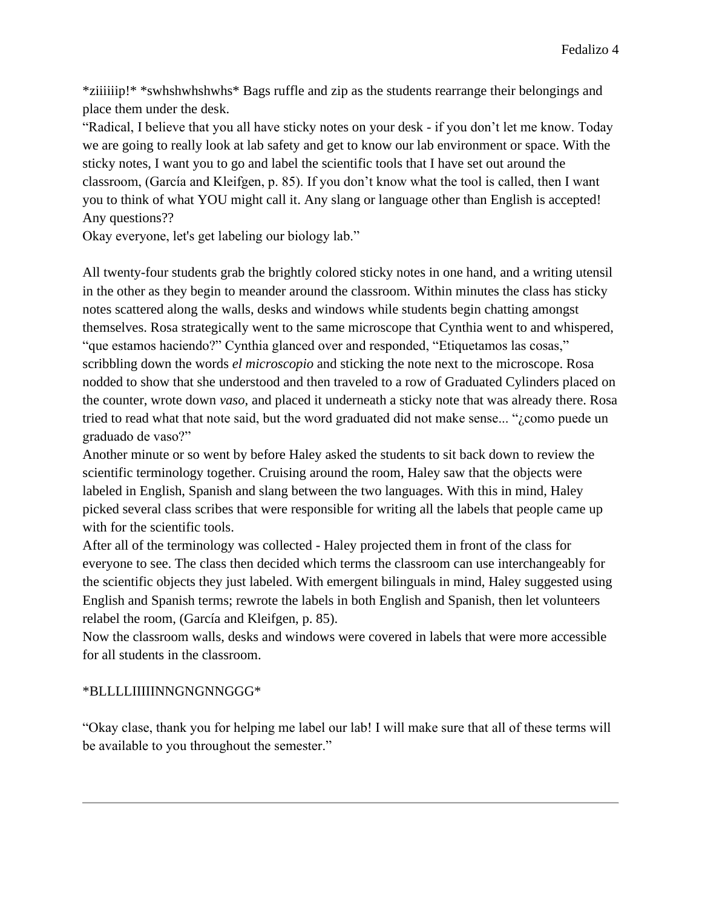*ziiiiiip!* *swhshwhshwhs* Bags ruffle and zip as the students rearrange their belongings and place them under the desk.

"Radical, I believe that you all have sticky notes on your desk - if you don't let me know. Today we are going to really look at lab safety and get to know our lab environment or space. With the sticky notes, I want you to go and label the scientific tools that I have set out around the classroom, (García and Kleifgen, p. 85). If you don't know what the tool is called, then I want you to think of what YOU might call it. Any slang or language other than English is accepted! Any questions??

Okay everyone, let's get labeling our biology lab."

All twenty-four students grab the brightly colored sticky notes in one hand, and a writing utensil in the other as they begin to meander around the classroom. Within minutes the class has sticky notes scattered along the walls, desks and windows while students begin chatting amongst themselves. Rosa strategically went to the same microscope that Cynthia went to and whispered, "que estamos haciendo?" Cynthia glanced over and responded, "Etiquetamos las cosas," scribbling down the words *el microscopio* and sticking the note next to the microscope. Rosa nodded to show that she understood and then traveled to a row of Graduated Cylinders placed on the counter, wrote down *vaso*, and placed it underneath a sticky note that was already there. Rosa tried to read what that note said, but the word graduated did not make sense... "¿como puede un graduado de vaso?"

Another minute or so went by before Haley asked the students to sit back down to review the scientific terminology together. Cruising around the room, Haley saw that the objects were labeled in English, Spanish and slang between the two languages. With this in mind, Haley picked several class scribes that were responsible for writing all the labels that people came up with for the scientific tools.

After all of the terminology was collected - Haley projected them in front of the class for everyone to see. The class then decided which terms the classroom can use interchangeably for the scientific objects they just labeled. With emergent bilinguals in mind, Haley suggested using English and Spanish terms; rewrote the labels in both English and Spanish, then let volunteers relabel the room, (García and Kleifgen, p. 85).

Now the classroom walls, desks and windows were covered in labels that were more accessible for all students in the classroom.

*BLLLLIIIIINNGNGNNGGG*

"Okay clase, thank you for helping me label our lab! I will make sure that all of these terms will be available to you throughout the semester."

---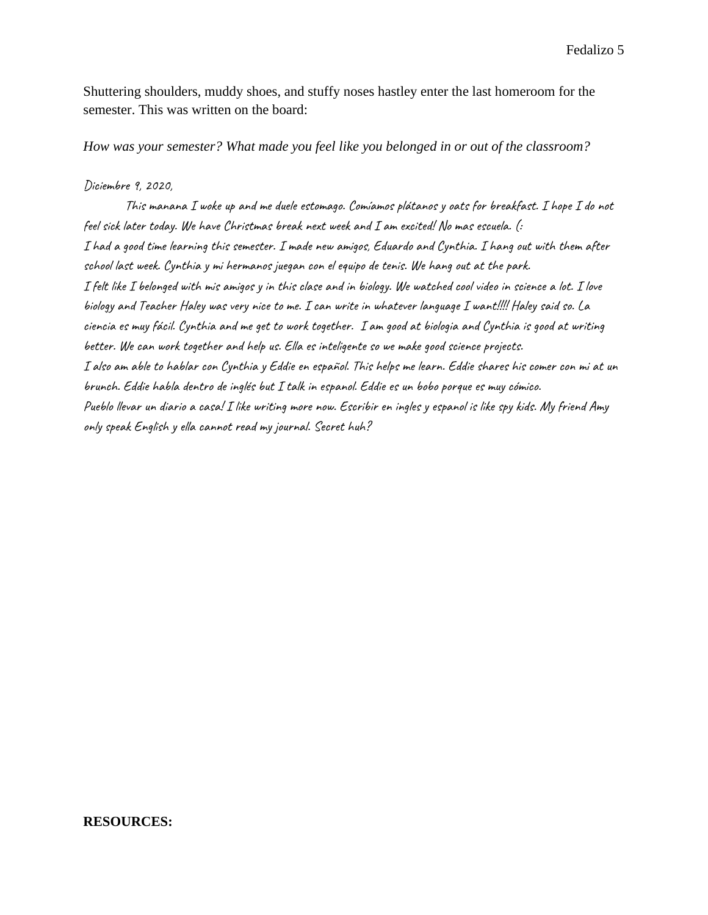Shuttering shoulders, muddy shoes, and stuffy noses hastley enter the last homeroom for the semester. This was written on the board:

*How was your semester? What made you feel like you belonged in or out of the classroom?*

Diciembre 9, 2020,

This manana I woke up and me duele estomago. Comíamos plátanos y oats for breakfast. I hope I do not feel sick later today. We have Christmas break next week and I am excited! No mas escuela. (:

I had a good time learning this semester. I made new amigos, Eduardo and Cynthia. I hang out with them after school last week. Cynthia y mi hermanos juegan con el equipo de tenis. We hang out at the park.

I felt like I belonged with mis amigos y in this clase and in biology. We watched cool video in science a lot. I love biology and Teacher Haley was very nice to me. I can write in whatever language I want!!!! Haley said so. La ciencia es muy fácil. Cynthia and me get to work together. I am good at biologia and Cynthia is good at writing better. We can work together and help us. Ella es inteligente so we make good science projects.

I also am able to hablar con Cynthia y Eddie en español. This helps me learn. Eddie shares his comer con mi at un brunch. Eddie habla dentro de inglés but I talk in espanol. Eddie es un bobo porque es muy cómico.

Pueblo llevar un diario a casa! I like writing more now. Escribir en ingles y espanol is like spy kids. My friend Amy only speak English y ella cannot read my journal. Secret huh?

**RESOURCES:**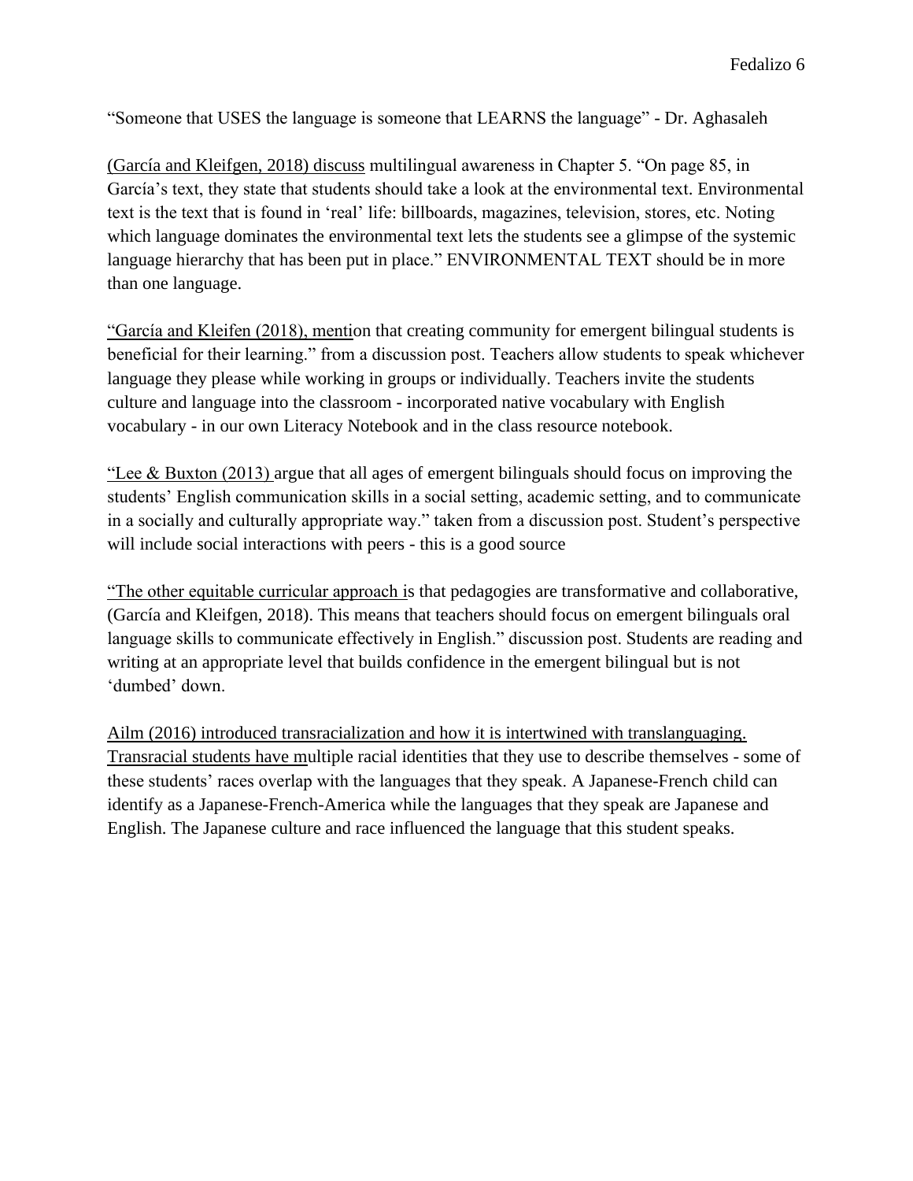"Someone that USES the language is someone that LEARNS the language" - Dr. Aghasaleh

<u>(García and Kleifgen, 2018) discuss</u> multilingual awareness in Chapter 5. "On page 85, in García's text, they state that students should take a look at the environmental text. Environmental text is the text that is found in 'real' life: billboards, magazines, television, stores, etc. Noting which language dominates the environmental text lets the students see a glimpse of the systemic language hierarchy that has been put in place." ENVIRONMENTAL TEXT should be in more than one language.

<u>"García and Kleifen (2018), menti</u>on that creating community for emergent bilingual students is beneficial for their learning." from a discussion post. Teachers allow students to speak whichever language they please while working in groups or individually. Teachers invite the students culture and language into the classroom - incorporated native vocabulary with English vocabulary - in our own Literacy Notebook and in the class resource notebook.

<u>"Lee & Buxton (2013) </u>argue that all ages of emergent bilinguals should focus on improving the students' English communication skills in a social setting, academic setting, and to communicate in a socially and culturally appropriate way." taken from a discussion post. Student's perspective will include social interactions with peers - this is a good source

<u>"The other equitable curricular approach i</u>s that pedagogies are transformative and collaborative, (García and Kleifgen, 2018). This means that teachers should focus on emergent bilinguals oral language skills to communicate effectively in English." discussion post. Students are reading and writing at an appropriate level that builds confidence in the emergent bilingual but is not 'dumbed' down.

<u>Ailm (2016) introduced transracialization and how it is intertwined with translanguaging. Transracial students have m</u>ultiple racial identities that they use to describe themselves - some of these students' races overlap with the languages that they speak. A Japanese-French child can identify as a Japanese-French-America while the languages that they speak are Japanese and English. The Japanese culture and race influenced the language that this student speaks.